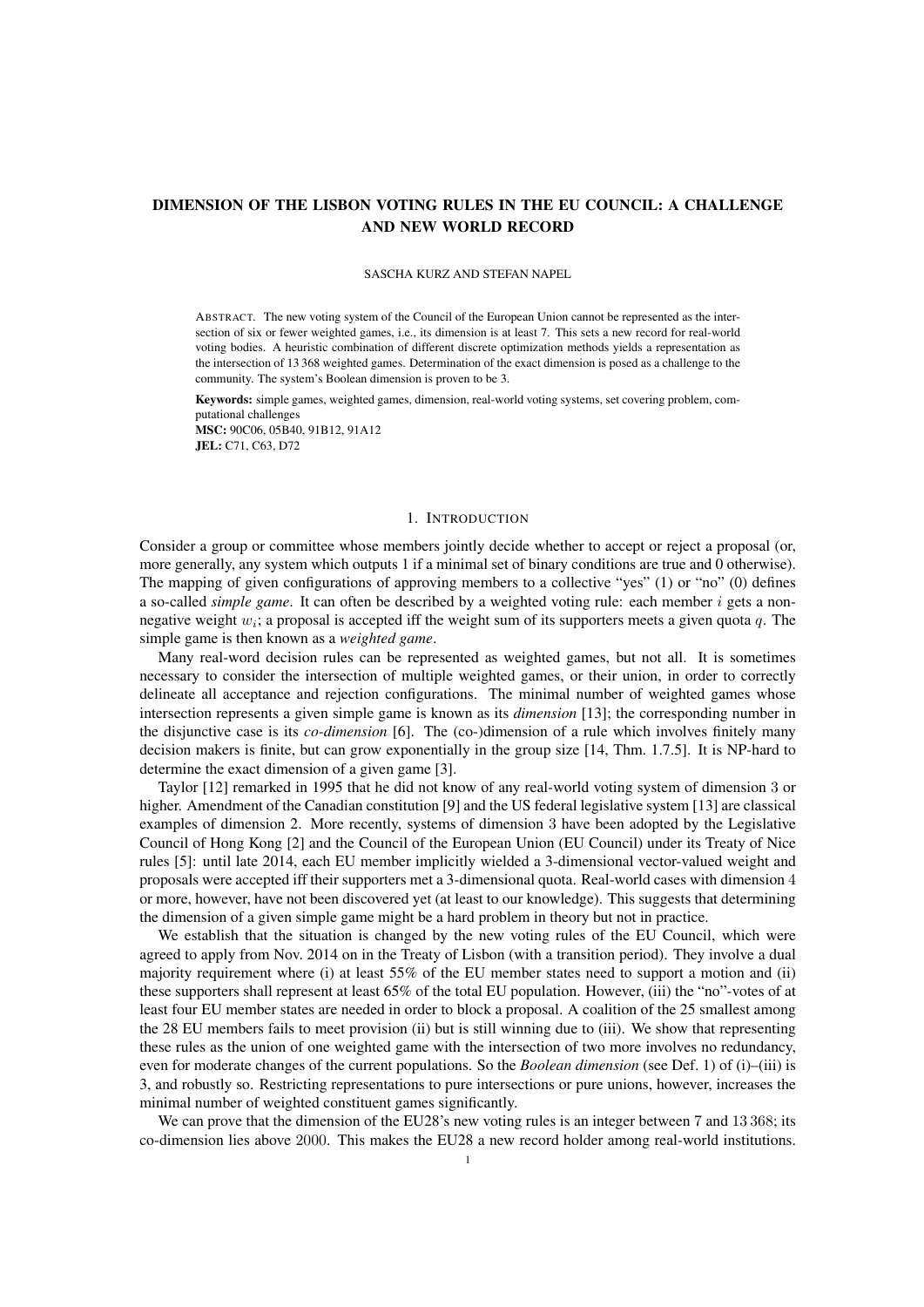# DIMENSION OF THE LISBON VOTING RULES IN THE EU COUNCIL: A CHALLENGE AND NEW WORLD RECORD

SASCHA KURZ AND STEFAN NAPEL

ABSTRACT. The new voting system of the Council of the European Union cannot be represented as the intersection of six or fewer weighted games, i.e., its dimension is at least 7. This sets a new record for real-world voting bodies. A heuristic combination of different discrete optimization methods yields a representation as the intersection of 13 368 weighted games. Determination of the exact dimension is posed as a challenge to the community. The system's Boolean dimension is proven to be 3.

**Keywords:** simple games, weighted games, dimension, real-world voting systems, set covering problem, computational challenges
**MSC:** 90C06, 05B40, 91B12, 91A12
**JEL:** C71, C63, D72

## 1. INTRODUCTION

Consider a group or committee whose members jointly decide whether to accept or reject a proposal (or, more generally, any system which outputs 1 if a minimal set of binary conditions are true and 0 otherwise). The mapping of given configurations of approving members to a collective "yes" (1) or "no" (0) defines a so-called *simple game*. It can often be described by a weighted voting rule: each member $i$ gets a non-negative weight $w_i$; a proposal is accepted iff the weight sum of its supporters meets a given quota $q$. The simple game is then known as a *weighted game*.

Many real-word decision rules can be represented as weighted games, but not all. It is sometimes necessary to consider the intersection of multiple weighted games, or their union, in order to correctly delineate all acceptance and rejection configurations. The minimal number of weighted games whose intersection represents a given simple game is known as its *dimension* [13]; the corresponding number in the disjunctive case is its *co-dimension* [6]. The (co-)dimension of a rule which involves finitely many decision makers is finite, but can grow exponentially in the group size [14, Thm. 1.7.5]. It is NP-hard to determine the exact dimension of a given game [3].

Taylor [12] remarked in 1995 that he did not know of any real-world voting system of dimension 3 or higher. Amendment of the Canadian constitution [9] and the US federal legislative system [13] are classical examples of dimension 2. More recently, systems of dimension 3 have been adopted by the Legislative Council of Hong Kong [2] and the Council of the European Union (EU Council) under its Treaty of Nice rules [5]: until late 2014, each EU member implicitly wielded a 3-dimensional vector-valued weight and proposals were accepted iff their supporters met a 3-dimensional quota. Real-world cases with dimension $4$ or more, however, have not been discovered yet (at least to our knowledge). This suggests that determining the dimension of a given simple game might be a hard problem in theory but not in practice.

We establish that the situation is changed by the new voting rules of the EU Council, which were agreed to apply from Nov. 2014 on in the Treaty of Lisbon (with a transition period). They involve a dual majority requirement where (i) at least 55% of the EU member states need to support a motion and (ii) these supporters shall represent at least 65% of the total EU population. However, (iii) the "no"-votes of at least four EU member states are needed in order to block a proposal. A coalition of the 25 smallest among the 28 EU members fails to meet provision (ii) but is still winning due to (iii). We show that representing these rules as the union of one weighted game with the intersection of two more involves no redundancy, even for moderate changes of the current populations. So the *Boolean dimension* (see Def. 1) of (i)–(iii) is 3, and robustly so. Restricting representations to pure intersections or pure unions, however, increases the minimal number of weighted constituent games significantly.

We can prove that the dimension of the EU28's new voting rules is an integer between 7 and $13\,368$; its co-dimension lies above $2000$. This makes the EU28 a new record holder among real-world institutions.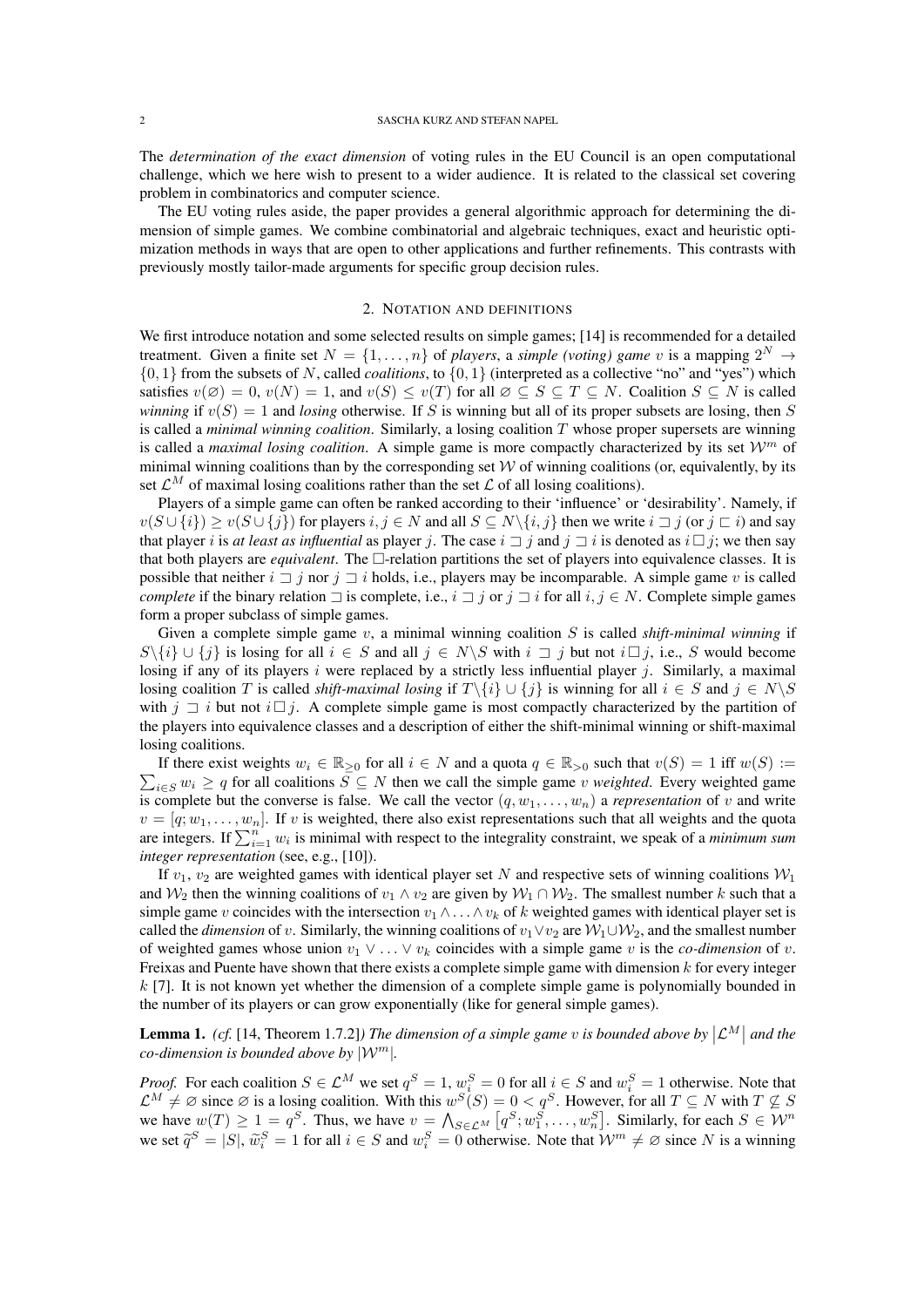The *determination of the exact dimension* of voting rules in the EU Council is an open computational challenge, which we here wish to present to a wider audience. It is related to the classical set covering problem in combinatorics and computer science.

The EU voting rules aside, the paper provides a general algorithmic approach for determining the dimension of simple games. We combine combinatorial and algebraic techniques, exact and heuristic optimization methods in ways that are open to other applications and further refinements. This contrasts with previously mostly tailor-made arguments for specific group decision rules.

## 2. Notation and definitions

We first introduce notation and some selected results on simple games; [14] is recommended for a detailed treatment. Given a finite set $N = \{1, \ldots, n\}$ of *players*, a *simple (voting) game* $v$ is a mapping $2^N \to \{0, 1\}$ from the subsets of $N$, called *coalitions*, to $\{0, 1\}$ (interpreted as a collective "no" and "yes") which satisfies $v(\varnothing) = 0$, $v(N) = 1$, and $v(S) \le v(T)$ for all $\varnothing \subseteq S \subseteq T \subseteq N$. Coalition $S \subseteq N$ is called *winning* if $v(S) = 1$ and *losing* otherwise. If $S$ is winning but all of its proper subsets are losing, then $S$ is called a *minimal winning coalition*. Similarly, a losing coalition $T$ whose proper supersets are winning is called a *maximal losing coalition*. A simple game is more compactly characterized by its set $\mathcal{W}^m$ of minimal winning coalitions than by the corresponding set $\mathcal{W}$ of winning coalitions (or, equivalently, by its set $\mathcal{L}^M$ of maximal losing coalitions rather than the set $\mathcal{L}$ of all losing coalitions).

Players of a simple game can often be ranked according to their 'influence' or 'desirability'. Namely, if $v(S \cup \{i\}) \ge v(S \cup \{j\})$ for players $i, j \in N$ and all $S \subseteq N \backslash \{i, j\}$ then we write $i \sqsupset j$ (or $j \sqsubset i$) and say that player $i$ is *at least as influential* as player $j$. The case $i \sqsupset j$ and $j \sqsupset i$ is denoted as $i \square j$; we then say that both players are *equivalent*. The $\square$-relation partitions the set of players into equivalence classes. It is possible that neither $i \sqsupset j$ nor $j \sqsupset i$ holds, i.e., players may be incomparable. A simple game $v$ is called *complete* if the binary relation $\sqsupset$ is complete, i.e., $i \sqsupset j$ or $j \sqsupset i$ for all $i, j \in N$. Complete simple games form a proper subclass of simple games.

Given a complete simple game $v$, a minimal winning coalition $S$ is called *shift-minimal winning* if $S \backslash \{i\} \cup \{j\}$ is losing for all $i \in S$ and all $j \in N \backslash S$ with $i \sqsupset j$ but not $i \square j$, i.e., $S$ would become losing if any of its players $i$ were replaced by a strictly less influential player $j$. Similarly, a maximal losing coalition $T$ is called *shift-maximal losing* if $T \backslash \{i\} \cup \{j\}$ is winning for all $i \in S$ and $j \in N \backslash S$ with $j \sqsupset i$ but not $i \square j$. A complete simple game is most compactly characterized by the partition of the players into equivalence classes and a description of either the shift-minimal winning or shift-maximal losing coalitions.

If there exist weights $w_i \in \mathbb{R}_{\ge 0}$ for all $i \in N$ and a quota $q \in \mathbb{R}_{>0}$ such that $v(S) = 1$ iff $w(S) := \sum_{i \in S} w_i \ge q$ for all coalitions $S \subseteq N$ then we call the simple game $v$ *weighted*. Every weighted game is complete but the converse is false. We call the vector $(q, w_1, \ldots, w_n)$ a *representation* of $v$ and write $v = [q; w_1, \ldots, w_n]$. If $v$ is weighted, there also exist representations such that all weights and the quota are integers. If $\sum_{i=1}^{n} w_i$ is minimal with respect to the integrality constraint, we speak of a *minimum sum integer representation* (see, e.g., [10]).

If $v_1$, $v_2$ are weighted games with identical player set $N$ and respective sets of winning coalitions $\mathcal{W}_1$ and $\mathcal{W}_2$ then the winning coalitions of $v_1 \wedge v_2$ are given by $\mathcal{W}_1 \cap \mathcal{W}_2$. The smallest number $k$ such that a simple game $v$ coincides with the intersection $v_1 \wedge \ldots \wedge v_k$ of $k$ weighted games with identical player set is called the *dimension* of $v$. Similarly, the winning coalitions of $v_1 \vee v_2$ are $\mathcal{W}_1 \cup \mathcal{W}_2$, and the smallest number of weighted games whose union $v_1 \vee \ldots \vee v_k$ coincides with a simple game $v$ is the *co-dimension* of $v$. Freixas and Puente have shown that there exists a complete simple game with dimension $k$ for every integer $k$ [7]. It is not known yet whether the dimension of a complete simple game is polynomially bounded in the number of its players or can grow exponentially (like for general simple games).

**Lemma 1.** *(cf.* [14, Theorem 1.7.2]*) The dimension of a simple game $v$ is bounded above by $\left|\mathcal{L}^M\right|$ and the co-dimension is bounded above by $|\mathcal{W}^m|$.*

*Proof.* For each coalition $S \in \mathcal{L}^M$ we set $q^S = 1$, $w_i^S = 0$ for all $i \in S$ and $w_i^S = 1$ otherwise. Note that $\mathcal{L}^M \neq \varnothing$ since $\varnothing$ is a losing coalition. With this $w^S(S) = 0 < q^S$. However, for all $T \subseteq N$ with $T \not\subseteq S$ we have $w(T) \ge 1 = q^S$. Thus, we have $v = \bigwedge_{S \in \mathcal{L}^M} \left[q^S; w_1^S, \ldots, w_n^S\right]$. Similarly, for each $S \in \mathcal{W}^n$ we set $\widetilde{q}^S = |S|$, $\widetilde{w}_i^S = 1$ for all $i \in S$ and $w_i^S = 0$ otherwise. Note that $\mathcal{W}^m \neq \varnothing$ since $N$ is a winning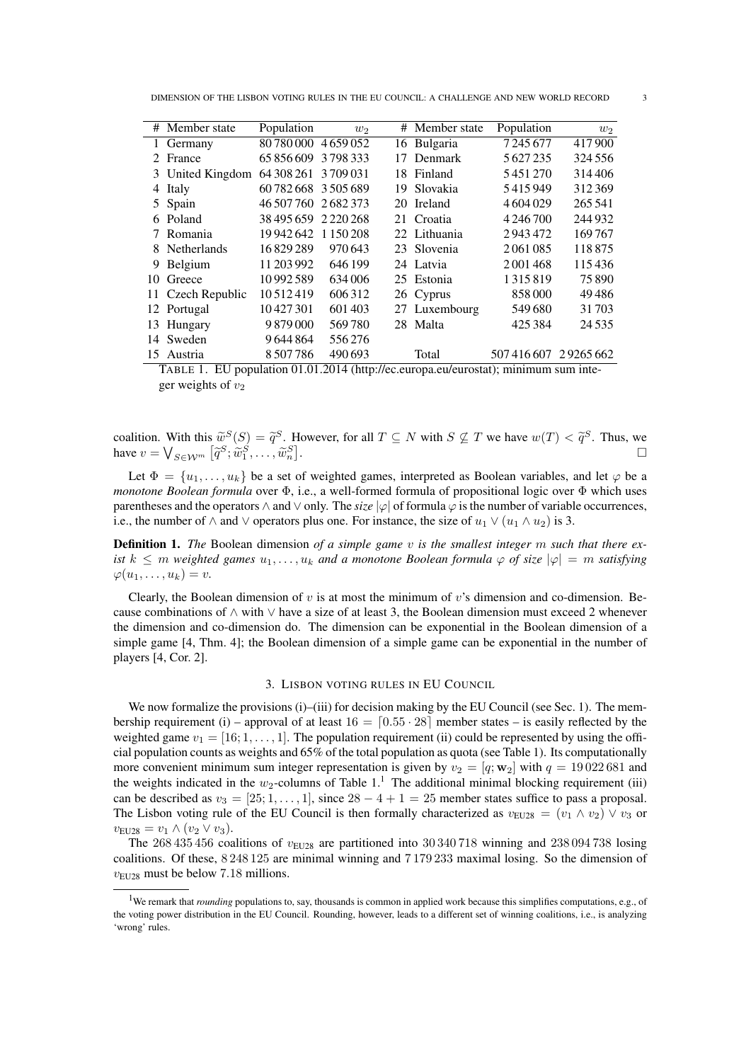| # | Member state | Population | $w_2$ | # | Member state | Population | $w_2$ |
|---|---|---|---|---|---|---|---|
| 1 | Germany | 80 780 000 | 4 659 052 | 16 | Bulgaria | 7 245 677 | 417 900 |
| 2 | France | 65 856 609 | 3 798 333 | 17 | Denmark | 5 627 235 | 324 556 |
| 3 | United Kingdom | 64 308 261 | 3 709 031 | 18 | Finland | 5 451 270 | 314 406 |
| 4 | Italy | 60 782 668 | 3 505 689 | 19 | Slovakia | 5 415 949 | 312 369 |
| 5 | Spain | 46 507 760 | 2 682 373 | 20 | Ireland | 4 604 029 | 265 541 |
| 6 | Poland | 38 495 659 | 2 220 268 | 21 | Croatia | 4 246 700 | 244 932 |
| 7 | Romania | 19 942 642 | 1 150 208 | 22 | Lithuania | 2 943 472 | 169 767 |
| 8 | Netherlands | 16 829 289 | 970 643 | 23 | Slovenia | 2 061 085 | 118 875 |
| 9 | Belgium | 11 203 992 | 646 199 | 24 | Latvia | 2 001 468 | 115 436 |
| 10 | Greece | 10 992 589 | 634 006 | 25 | Estonia | 1 315 819 | 75 890 |
| 11 | Czech Republic | 10 512 419 | 606 312 | 26 | Cyprus | 858 000 | 49 486 |
| 12 | Portugal | 10 427 301 | 601 403 | 27 | Luxembourg | 549 680 | 31 703 |
| 13 | Hungary | 9 879 000 | 569 780 | 28 | Malta | 425 384 | 24 535 |
| 14 | Sweden | 9 644 864 | 556 276 | | | | |
| 15 | Austria | 8 507 786 | 490 693 | | Total | 507 416 607 | 29265 662 |

TABLE 1. EU population 01.01.2014 (http://ec.europa.eu/eurostat); minimum sum integer weights of $v_2$

coalition. With this $\widetilde{w}^S(S) = \widetilde{q}^S$. However, for all $T \subseteq N$ with $S \not\subseteq T$ we have $w(T) < \widetilde{q}^S$. Thus, we have $v = \bigvee_{S \in \mathcal{W}^m} \left[\widetilde{q}^S; \widetilde{w}_1^S, \ldots, \widetilde{w}_n^S\right]$. □

Let $\Phi = \{u_1, \ldots, u_k\}$ be a set of weighted games, interpreted as Boolean variables, and let $\varphi$ be a *monotone Boolean formula* over $\Phi$, i.e., a well-formed formula of propositional logic over $\Phi$ which uses parentheses and the operators $\wedge$ and $\vee$ only. The *size* $|\varphi|$ of formula $\varphi$ is the number of variable occurrences, i.e., the number of $\wedge$ and $\vee$ operators plus one. For instance, the size of $u_1 \vee (u_1 \wedge u_2)$ is 3.

**Definition 1.** *The* Boolean dimension *of a simple game $v$ is the smallest integer $m$ such that there exist $k \leq m$ weighted games $u_1, \ldots, u_k$ and a monotone Boolean formula $\varphi$ of size $|\varphi| = m$ satisfying $\varphi(u_1, \ldots, u_k) = v$.*

Clearly, the Boolean dimension of $v$ is at most the minimum of $v$'s dimension and co-dimension. Because combinations of $\wedge$ with $\vee$ have a size of at least 3, the Boolean dimension must exceed 2 whenever the dimension and co-dimension do. The dimension can be exponential in the Boolean dimension of a simple game [4, Thm. 4]; the Boolean dimension of a simple game can be exponential in the number of players [4, Cor. 2].

## 3. Lisbon voting rules in EU Council

We now formalize the provisions (i)–(iii) for decision making by the EU Council (see Sec. 1). The membership requirement (i) – approval of at least $16 = \lceil 0.55 \cdot 28 \rceil$ member states – is easily reflected by the weighted game $v_1 = [16; 1, \ldots, 1]$. The population requirement (ii) could be represented by using the official population counts as weights and 65% of the total population as quota (see Table 1). Its computationally more convenient minimum sum integer representation is given by $v_2 = [q; \mathbf{w}_2]$ with $q = 19\,022\,681$ and the weights indicated in the $w_2$-columns of Table 1.[1] The additional minimal blocking requirement (iii) can be described as $v_3 = [25; 1, \ldots, 1]$, since $28 - 4 + 1 = 25$ member states suffice to pass a proposal. The Lisbon voting rule of the EU Council is then formally characterized as $v_{\text{EU28}} = (v_1 \wedge v_2) \vee v_3$ or $v_{\text{EU28}} = v_1 \wedge (v_2 \vee v_3)$.

The $268\,435\,456$ coalitions of $v_{\text{EU28}}$ are partitioned into $30\,340\,718$ winning and $238\,094\,738$ losing coalitions. Of these, $8\,248\,125$ are minimal winning and $7\,179\,233$ maximal losing. So the dimension of $v_{\text{EU28}}$ must be below 7.18 millions.

[1] We remark that *rounding* populations to, say, thousands is common in applied work because this simplifies computations, e.g., of the voting power distribution in the EU Council. Rounding, however, leads to a different set of winning coalitions, i.e., is analyzing 'wrong' rules.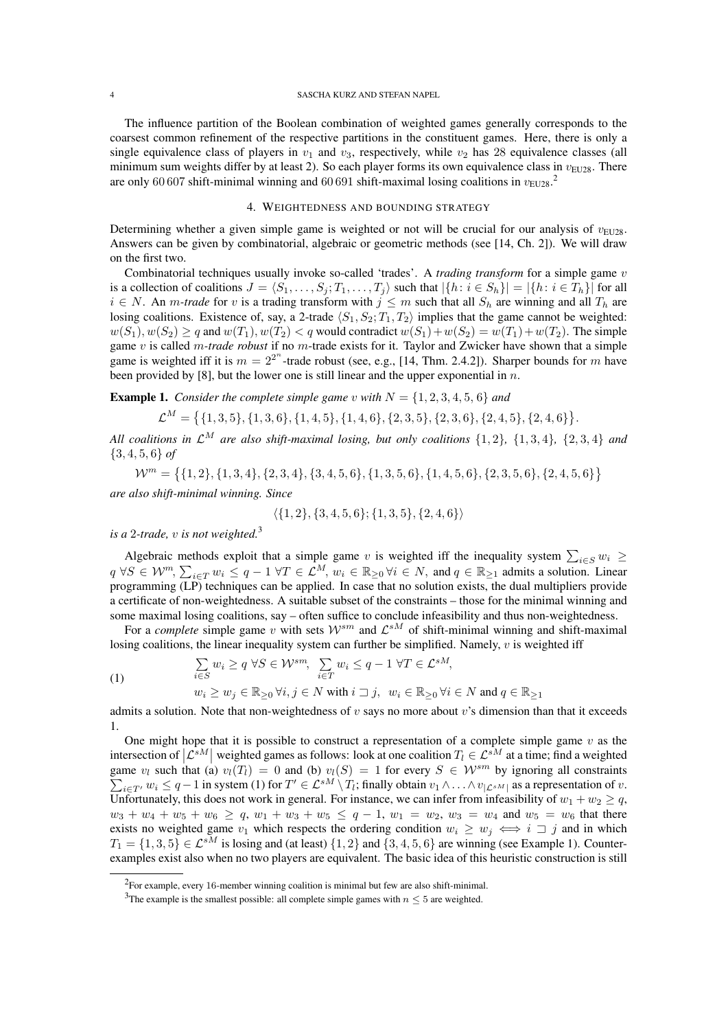The influence partition of the Boolean combination of weighted games generally corresponds to the coarsest common refinement of the respective partitions in the constituent games. Here, there is only a single equivalence class of players in $v_1$ and $v_3$, respectively, while $v_2$ has 28 equivalence classes (all minimum sum weights differ by at least 2). So each player forms its own equivalence class in $v_{\text{EU28}}$. There are only 60 607 shift-minimal winning and 60 691 shift-maximal losing coalitions in $v_{\text{EU28}}$.[2]

## 4. WEIGHTEDNESS AND BOUNDING STRATEGY

Determining whether a given simple game is weighted or not will be crucial for our analysis of $v_{\text{EU28}}$. Answers can be given by combinatorial, algebraic or geometric methods (see [14, Ch. 2]). We will draw on the first two.

Combinatorial techniques usually invoke so-called 'trades'. A *trading transform* for a simple game $v$ is a collection of coalitions $J = \langle S_1, \ldots, S_j; T_1, \ldots, T_j \rangle$ such that $|\{h : i \in S_h\}| = |\{h : i \in T_h\}|$ for all $i \in N$. An *m-trade* for $v$ is a trading transform with $j \leq m$ such that all $S_h$ are winning and all $T_h$ are losing coalitions. Existence of, say, a 2-trade $\langle S_1, S_2; T_1, T_2 \rangle$ implies that the game cannot be weighted: $w(S_1), w(S_2) \geq q$ and $w(T_1), w(T_2) < q$ would contradict $w(S_1)+w(S_2) = w(T_1)+w(T_2)$. The simple game $v$ is called *m-trade robust* if no $m$-trade exists for it. Taylor and Zwicker have shown that a simple game is weighted iff it is $m = 2^{2^n}$-trade robust (see, e.g., [14, Thm. 2.4.2]). Sharper bounds for $m$ have been provided by [8], but the lower one is still linear and the upper exponential in $n$.

**Example 1.** *Consider the complete simple game $v$ with $N = \{1, 2, 3, 4, 5, 6\}$ and*

$$\mathcal{L}^M = \big\{\{1, 3, 5\}, \{1, 3, 6\}, \{1, 4, 5\}, \{1, 4, 6\}, \{2, 3, 5\}, \{2, 3, 6\}, \{2, 4, 5\}, \{2, 4, 6\}\big\}.$$

*All coalitions in $\mathcal{L}^M$ are also shift-maximal losing, but only coalitions $\{1, 2\}$, $\{1, 3, 4\}$, $\{2, 3, 4\}$ and $\{3, 4, 5, 6\}$ of*

$$\mathcal{W}^m = \big\{\{1, 2\}, \{1, 3, 4\}, \{2, 3, 4\}, \{3, 4, 5, 6\}, \{1, 3, 5, 6\}, \{1, 4, 5, 6\}, \{2, 3, 5, 6\}, \{2, 4, 5, 6\}\big\}$$

*are also shift-minimal winning. Since*

$$\langle \{1, 2\}, \{3, 4, 5, 6\}; \{1, 3, 5\}, \{2, 4, 6\} \rangle$$

*is a 2-trade, $v$ is not weighted.*[3]

Algebraic methods exploit that a simple game $v$ is weighted iff the inequality system $\sum_{i \in S} w_i \geq q \; \forall S \in \mathcal{W}^m$, $\sum_{i \in T} w_i \leq q - 1 \; \forall T \in \mathcal{L}^M$, $w_i \in \mathbb{R}_{\geq 0} \, \forall i \in N$, and $q \in \mathbb{R}_{\geq 1}$ admits a solution. Linear programming (LP) techniques can be applied. In case that no solution exists, the dual multipliers provide a certificate of non-weightedness. A suitable subset of the constraints – those for the minimal winning and some maximal losing coalitions, say – often suffice to conclude infeasibility and thus non-weightedness.

For a *complete* simple game $v$ with sets $\mathcal{W}^{sm}$ and $\mathcal{L}^{sM}$ of shift-minimal winning and shift-maximal losing coalitions, the linear inequality system can further be simplified. Namely, $v$ is weighted iff

$$\begin{aligned}
&\sum_{i \in S} w_i \geq q \;\; \forall S \in \mathcal{W}^{sm}, \;\; \sum_{i \in T} w_i \leq q - 1 \;\; \forall T \in \mathcal{L}^{sM}, \\
&w_i \geq w_j \in \mathbb{R}_{\geq 0} \; \forall i, j \in N \text{ with } i \sqsupset j, \;\; w_i \in \mathbb{R}_{\geq 0} \, \forall i \in N \text{ and } q \in \mathbb{R}_{\geq 1}
\end{aligned} \tag{1}$$

admits a solution. Note that non-weightedness of $v$ says no more about $v$'s dimension than that it exceeds 1.

One might hope that it is possible to construct a representation of a complete simple game $v$ as the intersection of $\left|\mathcal{L}^{sM}\right|$ weighted games as follows: look at one coalition $T_l \in \mathcal{L}^{sM}$ at a time; find a weighted game $v_l$ such that (a) $v_l(T_l) = 0$ and (b) $v_l(S) = 1$ for every $S \in \mathcal{W}^{sm}$ by ignoring all constraints $\sum_{i \in T'} w_i \leq q - 1$ in system (1) for $T' \in \mathcal{L}^{sM} \setminus T_l$; finally obtain $v_1 \wedge \ldots \wedge v_{|\mathcal{L}^{sM}|}$ as a representation of $v$. Unfortunately, this does not work in general. For instance, we can infer from infeasibility of $w_1 + w_2 \geq q$, $w_3 + w_4 + w_5 + w_6 \geq q$, $w_1 + w_3 + w_5 \leq q - 1$, $w_1 = w_2$, $w_3 = w_4$ and $w_5 = w_6$ that there exists no weighted game $v_1$ which respects the ordering condition $w_i \geq w_j \iff i \sqsupset j$ and in which $T_1 = \{1, 3, 5\} \in \mathcal{L}^{sM}$ is losing and (at least) $\{1, 2\}$ and $\{3, 4, 5, 6\}$ are winning (see Example 1). Counterexamples exist also when no two players are equivalent. The basic idea of this heuristic construction is still

[2] For example, every 16-member winning coalition is minimal but few are also shift-minimal.

[3] The example is the smallest possible: all complete simple games with $n \leq 5$ are weighted.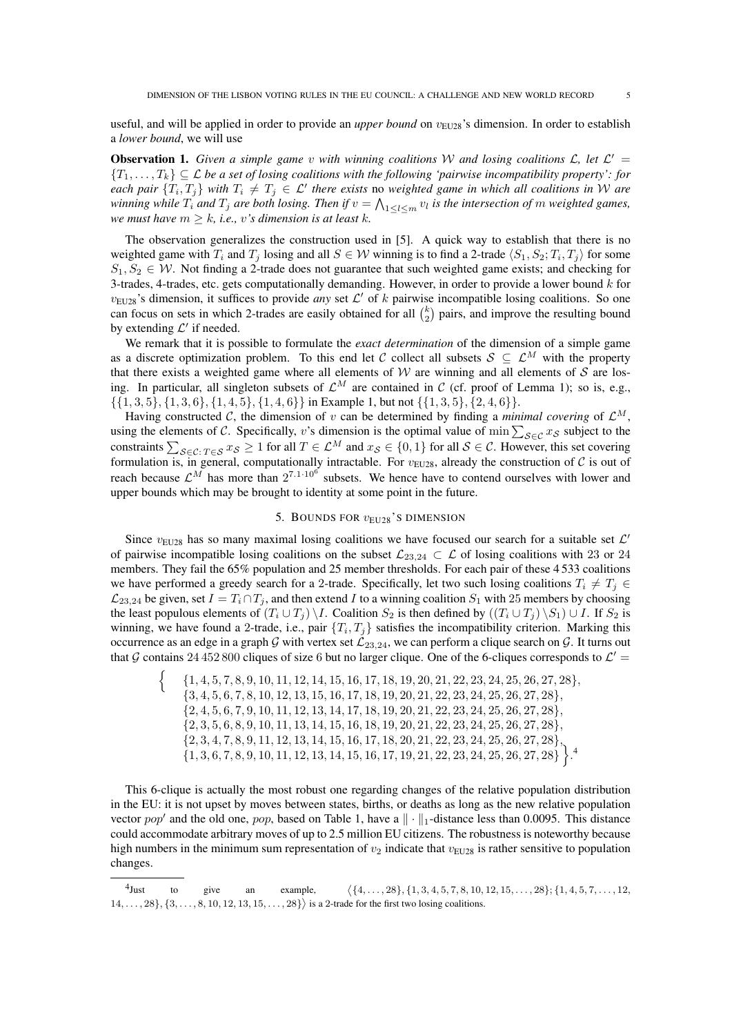useful, and will be applied in order to provide an *upper bound* on $v_{\text{EU28}}$'s dimension. In order to establish a *lower bound*, we will use

**Observation 1.** *Given a simple game $v$ with winning coalitions $\mathcal{W}$ and losing coalitions $\mathcal{L}$, let $\mathcal{L}' = \{T_1, \ldots, T_k\} \subseteq \mathcal{L}$ be a set of losing coalitions with the following 'pairwise incompatibility property': for each pair $\{T_i, T_j\}$ with $T_i \neq T_j \in \mathcal{L}'$ there exists* no *weighted game in which all coalitions in $\mathcal{W}$ are winning while $T_i$ and $T_j$ are both losing. Then if $v = \bigwedge_{1\le l\le m} v_l$ is the intersection of $m$ weighted games, we must have $m \geq k$, i.e., $v$'s dimension is at least $k$.*

The observation generalizes the construction used in [5]. A quick way to establish that there is no weighted game with $T_i$ and $T_j$ losing and all $S \in \mathcal{W}$ winning is to find a 2-trade $\langle S_1, S_2; T_i, T_j\rangle$ for some $S_1, S_2 \in \mathcal{W}$. Not finding a 2-trade does not guarantee that such weighted game exists; and checking for 3-trades, 4-trades, etc. gets computationally demanding. However, in order to provide a lower bound $k$ for $v_{\text{EU28}}$'s dimension, it suffices to provide *any* set $\mathcal{L}'$ of $k$ pairwise incompatible losing coalitions. So one can focus on sets in which 2-trades are easily obtained for all $\binom{k}{2}$ pairs, and improve the resulting bound by extending $\mathcal{L}'$ if needed.

We remark that it is possible to formulate the *exact determination* of the dimension of a simple game as a discrete optimization problem. To this end let $\mathcal{C}$ collect all subsets $\mathcal{S} \subseteq \mathcal{L}^M$ with the property that there exists a weighted game where all elements of $\mathcal{W}$ are winning and all elements of $\mathcal{S}$ are losing. In particular, all singleton subsets of $\mathcal{L}^M$ are contained in $\mathcal{C}$ (cf. proof of Lemma 1); so is, e.g., $\{\{1,3,5\},\{1,3,6\},\{1,4,5\},\{1,4,6\}\}$ in Example 1, but not $\{\{1,3,5\},\{2,4,6\}\}$.

Having constructed $\mathcal{C}$, the dimension of $v$ can be determined by finding a *minimal covering* of $\mathcal{L}^M$, using the elements of $\mathcal{C}$. Specifically, $v$'s dimension is the optimal value of $\min \sum_{\mathcal{S}\in\mathcal{C}} x_{\mathcal{S}}$ subject to the constraints $\sum_{\mathcal{S}\in\mathcal{C}:\, T\in\mathcal{S}} x_{\mathcal{S}} \geq 1$ for all $T \in \mathcal{L}^M$ and $x_{\mathcal{S}} \in \{0,1\}$ for all $\mathcal{S} \in \mathcal{C}$. However, this set covering formulation is, in general, computationally intractable. For $v_{\text{EU28}}$, already the construction of $\mathcal{C}$ is out of reach because $\mathcal{L}^M$ has more than $2^{7.1\cdot 10^6}$ subsets. We hence have to contend ourselves with lower and upper bounds which may be brought to identity at some point in the future.

## 5. Bounds for $v_{\text{EU28}}$'s dimension

Since $v_{\text{EU28}}$ has so many maximal losing coalitions we have focused our search for a suitable set $\mathcal{L}'$ of pairwise incompatible losing coalitions on the subset $\mathcal{L}_{23,24} \subset \mathcal{L}$ of losing coalitions with 23 or 24 members. They fail the 65% population and 25 member thresholds. For each pair of these 4 533 coalitions we have performed a greedy search for a 2-trade. Specifically, let two such losing coalitions $T_i \neq T_j \in \mathcal{L}_{23,24}$ be given, set $I = T_i \cap T_j$, and then extend $I$ to a winning coalition $S_1$ with 25 members by choosing the least populous elements of $(T_i \cup T_j)\setminus I$. Coalition $S_2$ is then defined by $((T_i \cup T_j)\setminus S_1) \cup I$. If $S_2$ is winning, we have found a 2-trade, i.e., pair $\{T_i, T_j\}$ satisfies the incompatibility criterion. Marking this occurrence as an edge in a graph $\mathcal{G}$ with vertex set $\mathcal{L}_{23,24}$, we can perform a clique search on $\mathcal{G}$. It turns out that $\mathcal{G}$ contains 24 452 800 cliques of size 6 but no larger clique. One of the 6-cliques corresponds to $\mathcal{L}' =$

$$
\Big\{\; \begin{aligned}
&\{1,4,5,7,8,9,10,11,12,14,15,16,17,18,19,20,21,22,23,24,25,26,27,28\},\\
&\{3,4,5,6,7,8,10,12,13,15,16,17,18,19,20,21,22,23,24,25,26,27,28\},\\
&\{2,4,5,6,7,9,10,11,12,13,14,17,18,19,20,21,22,23,24,25,26,27,28\},\\
&\{2,3,5,6,8,9,10,11,13,14,15,16,18,19,20,21,22,23,24,25,26,27,28\},\\
&\{2,3,4,7,8,9,11,12,13,14,15,16,17,18,20,21,22,23,24,25,26,27,28\},\\
&\{1,3,6,7,8,9,10,11,12,13,14,15,16,17,19,21,22,23,24,25,26,27,28\}\Big\}.
\end{aligned}
$$
[4]

This 6-clique is actually the most robust one regarding changes of the relative population distribution in the EU: it is not upset by moves between states, births, or deaths as long as the new relative population vector $pop'$ and the old one, $pop$, based on Table 1, have a $\|\cdot\|_1$-distance less than 0.0095. This distance could accommodate arbitrary moves of up to 2.5 million EU citizens. The robustness is noteworthy because high numbers in the minimum sum representation of $v_2$ indicate that $v_{\text{EU28}}$ is rather sensitive to population changes.

---

[4] Just to give an example, $\langle\{4,\ldots,28\},\{1,3,4,5,7,8,10,12,15,\ldots,28\};\{1,4,5,7,\ldots,12,14,\ldots,28\},\{3,\ldots,8,10,12,13,15,\ldots,28\}\rangle$ is a 2-trade for the first two losing coalitions.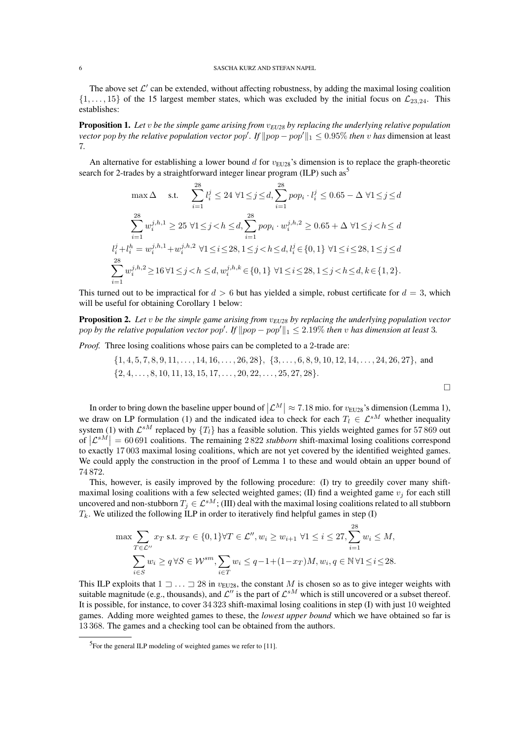The above set $\mathcal{L}'$ can be extended, without affecting robustness, by adding the maximal losing coalition $\{1,\ldots,15\}$ of the 15 largest member states, which was excluded by the initial focus on $\mathcal{L}_{23,24}$. This establishes:

**Proposition 1.** *Let $v$ be the simple game arising from $v_{EU28}$ by replacing the underlying relative population vector pop by the relative population vector pop'. If $\|pop - pop'\|_1 \le 0.95\%$ then $v$ has* dimension at least 7.

An alternative for establishing a lower bound $d$ for $v_{\text{EU28}}$'s dimension is to replace the graph-theoretic search for 2-trades by a straightforward integer linear program (ILP) such as[5]

$$\max \Delta \quad \text{s.t.} \quad \sum_{i=1}^{28} l_i^j \le 24 \;\forall 1 \le j \le d, \sum_{i=1}^{28} pop_i \cdot l_i^j \le 0.65 - \Delta \;\forall 1 \le j \le d$$

$$\sum_{i=1}^{28} w_i^{j,h,1} \ge 25 \;\forall 1 \le j < h \le d, \sum_{i=1}^{28} pop_i \cdot w_i^{j,h,2} \ge 0.65 + \Delta \;\forall 1 \le j < h \le d$$

$$l_i^j + l_i^h = w_i^{j,h,1} + w_i^{j,h,2} \;\forall 1 \le i \le 28, 1 \le j < h \le d, l_i^j \in \{0,1\} \;\forall 1 \le i \le 28, 1 \le j \le d$$

$$\sum_{i=1}^{28} w_i^{j,h,2} \ge 16 \;\forall 1 \le j < h \le d, w_i^{j,h,k} \in \{0,1\} \;\forall 1 \le i \le 28, 1 \le j < h \le d, k \in \{1,2\}.$$

This turned out to be impractical for $d > 6$ but has yielded a simple, robust certificate for $d = 3$, which will be useful for obtaining Corollary 1 below:

**Proposition 2.** *Let $v$ be the simple game arising from $v_{EU28}$ by replacing the underlying population vector pop by the relative population vector pop'. If $\|pop - pop'\|_1 \le 2.19\%$ then $v$ has dimension at least 3.*

*Proof.* Three losing coalitions whose pairs can be completed to a 2-trade are:

$$\{1,4,5,7,8,9,11,\ldots,14,16,\ldots,26,28\},\ \{3,\ldots,6,8,9,10,12,14,\ldots,24,26,27\},\ \text{and}$$
$$\{2,4,\ldots,8,10,11,13,15,17,\ldots,20,22,\ldots,25,27,28\}.$$

□

In order to bring down the baseline upper bound of $|\mathcal{L}^M| \approx 7.18$ mio. for $v_{\text{EU28}}$'s dimension (Lemma 1), we draw on LP formulation (1) and the indicated idea to check for each $T_l \in \mathcal{L}^{sM}$ whether inequality system (1) with $\mathcal{L}^{sM}$ replaced by $\{T_l\}$ has a feasible solution. This yields weighted games for 57 869 out of $|\mathcal{L}^{sM}| = 60\,691$ coalitions. The remaining 2 822 *stubborn* shift-maximal losing coalitions correspond to exactly 17 003 maximal losing coalitions, which are not yet covered by the identified weighted games. We could apply the construction in the proof of Lemma 1 to these and would obtain an upper bound of 74 872.

This, however, is easily improved by the following procedure: (I) try to greedily cover many shift-maximal losing coalitions with a few selected weighted games; (II) find a weighted game $v_j$ for each still uncovered and non-stubborn $T_j \in \mathcal{L}^{sM}$; (III) deal with the maximal losing coalitions related to all stubborn $T_k$. We utilized the following ILP in order to iteratively find helpful games in step (I)

$$\max \sum_{T \in \mathcal{L}''} x_T \text{ s.t. } x_T \in \{0,1\} \forall T \in \mathcal{L}'', w_i \ge w_{i+1} \;\forall 1 \le i \le 27, \sum_{i=1}^{28} w_i \le M,$$

$$\sum_{i \in S} w_i \ge q \;\forall S \in \mathcal{W}^{sm}, \sum_{i \in T} w_i \le q - 1 + (1 - x_T) M, w_i, q \in \mathbb{N} \;\forall 1 \le i \le 28.$$

This ILP exploits that $1 \sqsupset \ldots \sqsupset 28$ in $v_{\text{EU28}}$, the constant $M$ is chosen so as to give integer weights with suitable magnitude (e.g., thousands), and $\mathcal{L}''$ is the part of $\mathcal{L}^{sM}$ which is still uncovered or a subset thereof. It is possible, for instance, to cover 34 323 shift-maximal losing coalitions in step (I) with just 10 weighted games. Adding more weighted games to these, the *lowest upper bound* which we have obtained so far is 13 368. The games and a checking tool can be obtained from the authors.

[5]For the general ILP modeling of weighted games we refer to [11].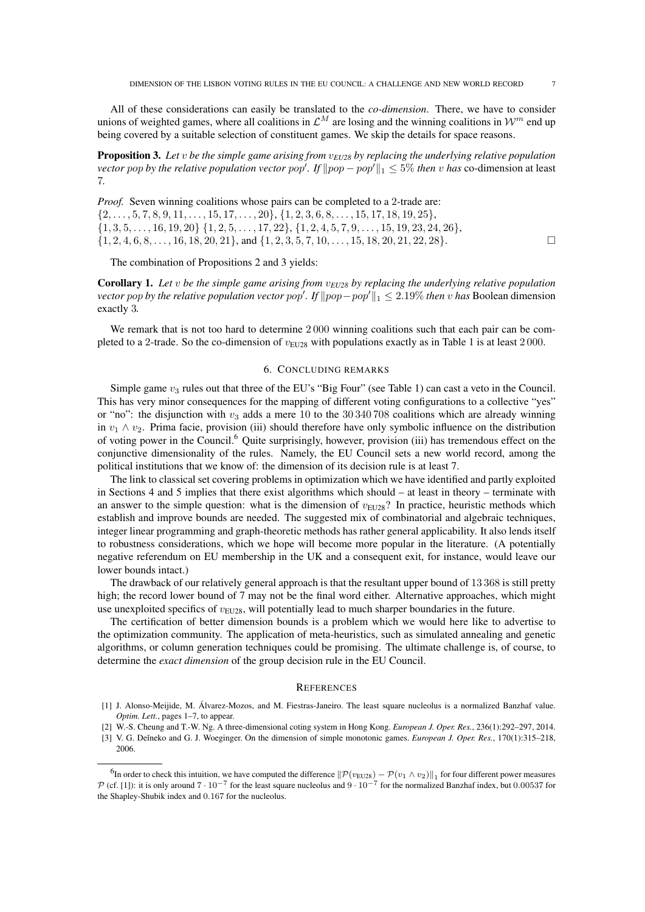All of these considerations can easily be translated to the *co-dimension*. There, we have to consider unions of weighted games, where all coalitions in $\mathcal{L}^M$ are losing and the winning coalitions in $\mathcal{W}^m$ end up being covered by a suitable selection of constituent games. We skip the details for space reasons.

**Proposition 3.** *Let $v$ be the simple game arising from $v_{EU28}$ by replacing the underlying relative population vector pop by the relative population vector pop′. If $\|pop - pop'\|_1 \le 5\%$ then $v$ has* co-dimension at least 7*.*

*Proof.* Seven winning coalitions whose pairs can be completed to a 2-trade are:
$\{2,\dots,5,7,8,9,11,\dots,15,17,\dots,20\}$, $\{1,2,3,6,8,\dots,15,17,18,19,25\}$,
$\{1,3,5,\dots,16,19,20\}$ $\{1,2,5,\dots,17,22\}$, $\{1,2,4,5,7,9,\dots,15,19,23,24,26\}$,
$\{1,2,4,6,8,\dots,16,18,20,21\}$, and $\{1,2,3,5,7,10,\dots,15,18,20,21,22,28\}$. □

The combination of Propositions 2 and 3 yields:

**Corollary 1.** *Let $v$ be the simple game arising from $v_{EU28}$ by replacing the underlying relative population vector pop by the relative population vector pop′. If $\|pop - pop'\|_1 \le 2.19\%$ then $v$ has* Boolean dimension exactly 3*.*

We remark that is not too hard to determine 2 000 winning coalitions such that each pair can be completed to a 2-trade. So the co-dimension of $v_{\text{EU28}}$ with populations exactly as in Table 1 is at least 2 000.

## 6. Concluding remarks

Simple game $v_3$ rules out that three of the EU's "Big Four" (see Table 1) can cast a veto in the Council. This has very minor consequences for the mapping of different voting configurations to a collective "yes" or "no": the disjunction with $v_3$ adds a mere 10 to the 30 340 708 coalitions which are already winning in $v_1 \wedge v_2$. Prima facie, provision (iii) should therefore have only symbolic influence on the distribution of voting power in the Council.[6] Quite surprisingly, however, provision (iii) has tremendous effect on the conjunctive dimensionality of the rules. Namely, the EU Council sets a new world record, among the political institutions that we know of: the dimension of its decision rule is at least 7.

The link to classical set covering problems in optimization which we have identified and partly exploited in Sections 4 and 5 implies that there exist algorithms which should – at least in theory – terminate with an answer to the simple question: what is the dimension of $v_{\text{EU28}}$? In practice, heuristic methods which establish and improve bounds are needed. The suggested mix of combinatorial and algebraic techniques, integer linear programming and graph-theoretic methods has rather general applicability. It also lends itself to robustness considerations, which we hope will become more popular in the literature. (A potentially negative referendum on EU membership in the UK and a consequent exit, for instance, would leave our lower bounds intact.)

The drawback of our relatively general approach is that the resultant upper bound of 13 368 is still pretty high; the record lower bound of 7 may not be the final word either. Alternative approaches, which might use unexploited specifics of $v_{\text{EU28}}$, will potentially lead to much sharper boundaries in the future.

The certification of better dimension bounds is a problem which we would here like to advertise to the optimization community. The application of meta-heuristics, such as simulated annealing and genetic algorithms, or column generation techniques could be promising. The ultimate challenge is, of course, to determine the *exact dimension* of the group decision rule in the EU Council.

## References

[1] J. Alonso-Meijide, M. Álvarez-Mozos, and M. Fiestras-Janeiro. The least square nucleolus is a normalized Banzhaf value. *Optim. Lett.*, pages 1–7, to appear.

[2] W.-S. Cheung and T.-W. Ng. A three-dimensional coting system in Hong Kong. *European J. Oper. Res.*, 236(1):292–297, 2014.

[3] V. G. Deĭneko and G. J. Woeginger. On the dimension of simple monotonic games. *European J. Oper. Res.*, 170(1):315–218, 2006.

---

[6] In order to check this intuition, we have computed the difference $\|\mathcal{P}(v_{\text{EU28}}) - \mathcal{P}(v_1 \wedge v_2)\|_1$ for four different power measures $\mathcal{P}$ (cf. [1]): it is only around $7 \cdot 10^{-7}$ for the least square nucleolus and $9 \cdot 10^{-7}$ for the normalized Banzhaf index, but 0.00537 for the Shapley-Shubik index and 0.167 for the nucleolus.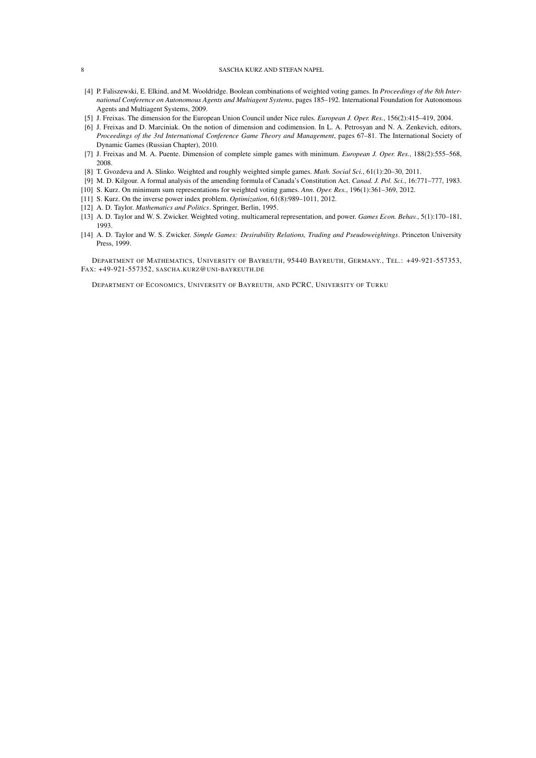[4] P. Faliszewski, E. Elkind, and M. Wooldridge. Boolean combinations of weighted voting games. In *Proceedings of the 8th International Conference on Autonomous Agents and Multiagent Systems*, pages 185–192. International Foundation for Autonomous Agents and Multiagent Systems, 2009.

[5] J. Freixas. The dimension for the European Union Council under Nice rules. *European J. Oper. Res.*, 156(2):415–419, 2004.

[6] J. Freixas and D. Marciniak. On the notion of dimension and codimension. In L. A. Petrosyan and N. A. Zenkevich, editors, *Proceedings of the 3rd International Conference Game Theory and Management*, pages 67–81. The International Society of Dynamic Games (Russian Chapter), 2010.

[7] J. Freixas and M. A. Puente. Dimension of complete simple games with minimum. *European J. Oper. Res.*, 188(2):555–568, 2008.

[8] T. Gvozdeva and A. Slinko. Weighted and roughly weighted simple games. *Math. Social Sci.*, 61(1):20–30, 2011.

[9] M. D. Kilgour. A formal analysis of the amending formula of Canada's Constitution Act. *Canad. J. Pol. Sci.*, 16:771–777, 1983.

[10] S. Kurz. On minimum sum representations for weighted voting games. *Ann. Oper. Res.*, 196(1):361–369, 2012.

[11] S. Kurz. On the inverse power index problem. *Optimization*, 61(8):989–1011, 2012.

[12] A. D. Taylor. *Mathematics and Politics*. Springer, Berlin, 1995.

[13] A. D. Taylor and W. S. Zwicker. Weighted voting, multicameral representation, and power. *Games Econ. Behav.*, 5(1):170–181, 1993.

[14] A. D. Taylor and W. S. Zwicker. *Simple Games: Desirability Relations, Trading and Pseudoweightings*. Princeton University Press, 1999.

DEPARTMENT OF MATHEMATICS, UNIVERSITY OF BAYREUTH, 95440 BAYREUTH, GERMANY., TEL.: +49-921-557353, FAX: +49-921-557352, SASCHA.KURZ@UNI-BAYREUTH.DE

DEPARTMENT OF ECONOMICS, UNIVERSITY OF BAYREUTH, AND PCRC, UNIVERSITY OF TURKU